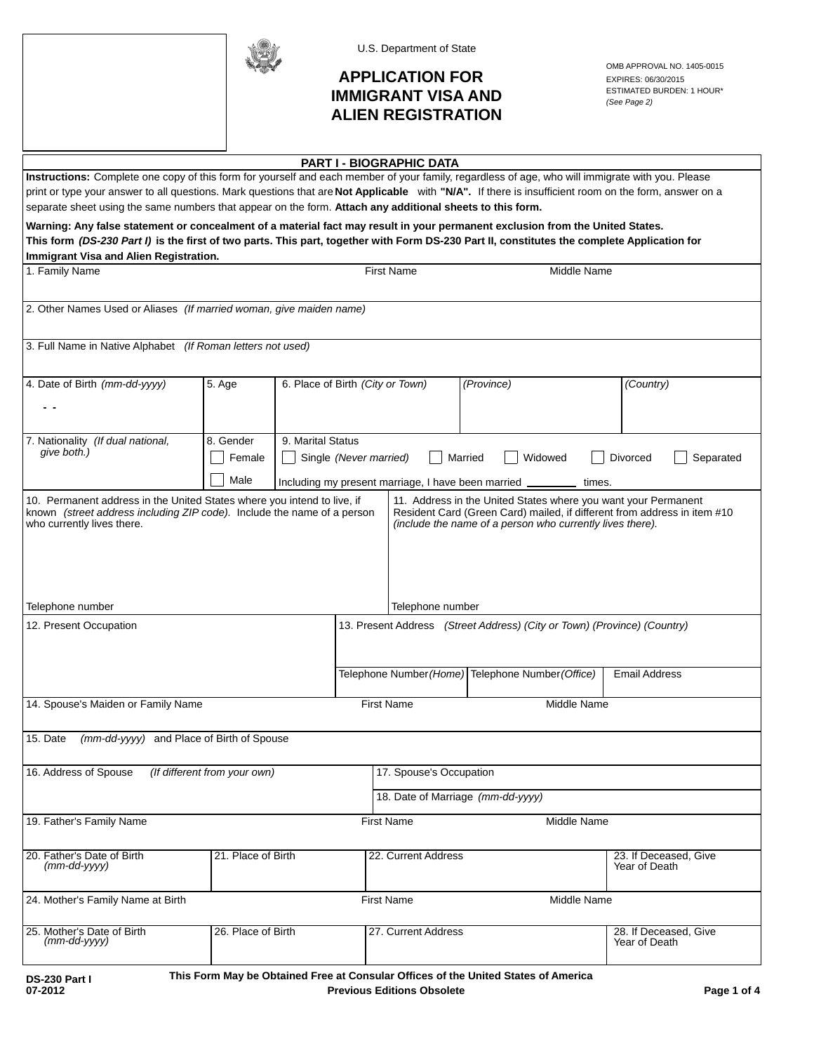U.S. Department of State

# APPLICATION FOR IMMIGRANT VISA AND ALIEN REGISTRATION

OMB APPROVAL NO. 1405-0015
EXPIRES: 06/30/2015
ESTIMATED BURDEN: 1 HOUR*
*(See Page 2)*

## PART I - BIOGRAPHIC DATA

**Instructions:** Complete one copy of this form for yourself and each member of your family, regardless of age, who will immigrate with you. Please print or type your answer to all questions. Mark questions that are **Not Applicable** with **"N/A".** If there is insufficient room on the form, answer on a separate sheet using the same numbers that appear on the form. **Attach any additional sheets to this form.**

**Warning: Any false statement or concealment of a material fact may result in your permanent exclusion from the United States.**
**This form *(DS-230 Part I)* is the first of two parts. This part, together with Form DS-230 Part II, constitutes the complete Application for Immigrant Visa and Alien Registration.**

| 1. Family Name | First Name | Middle Name |
|---|---|---|
| | | |

2. Other Names Used or Aliases *(If married woman, give maiden name)*

3. Full Name in Native Alphabet *(If Roman letters not used)*

| 4. Date of Birth *(mm-dd-yyyy)* | 5. Age | 6. Place of Birth *(City or Town)* | *(Province)* | *(Country)* |
|---|---|---|---|---|
| - - | | | | |

| 7. Nationality *(If dual national, give both.)* | 8. Gender | 9. Marital Status |
|---|---|---|
| | ☐ Female ☐ Male | ☐ Single *(Never married)* ☐ Married ☐ Widowed ☐ Divorced ☐ Separated<br>Including my present marriage, I have been married ________ times. |

| 10. Permanent address in the United States where you intend to live, if known *(street address including ZIP code).* Include the name of a person who currently lives there. | 11. Address in the United States where you want your Permanent Resident Card (Green Card) mailed, if different from address in item #10 *(include the name of a person who currently lives there).* |
|---|---|
| Telephone number | Telephone number |

| 12. Present Occupation | 13. Present Address *(Street Address) (City or Town) (Province) (Country)* | | |
|---|---|---|---|
| | Telephone Number *(Home)* | Telephone Number *(Office)* | Email Address |

| 14. Spouse's Maiden or Family Name | First Name | Middle Name |
|---|---|---|
| | | |

15. Date *(mm-dd-yyyy)* and Place of Birth of Spouse

| 16. Address of Spouse *(If different from your own)* | 17. Spouse's Occupation |
|---|---|
| | 18. Date of Marriage *(mm-dd-yyyy)* |

| 19. Father's Family Name | First Name | Middle Name |
|---|---|---|
| | | |

| 20. Father's Date of Birth *(mm-dd-yyyy)* | 21. Place of Birth | 22. Current Address | 23. If Deceased, Give Year of Death |
|---|---|---|---|
| | | | |

| 24. Mother's Family Name at Birth | First Name | Middle Name |
|---|---|---|
| | | |

| 25. Mother's Date of Birth *(mm-dd-yyyy)* | 26. Place of Birth | 27. Current Address | 28. If Deceased, Give Year of Death |
|---|---|---|---|
| | | | |

**DS-230 Part I**
**07-2012**

**This Form May be Obtained Free at Consular Offices of the United States of America**
**Previous Editions Obsolete**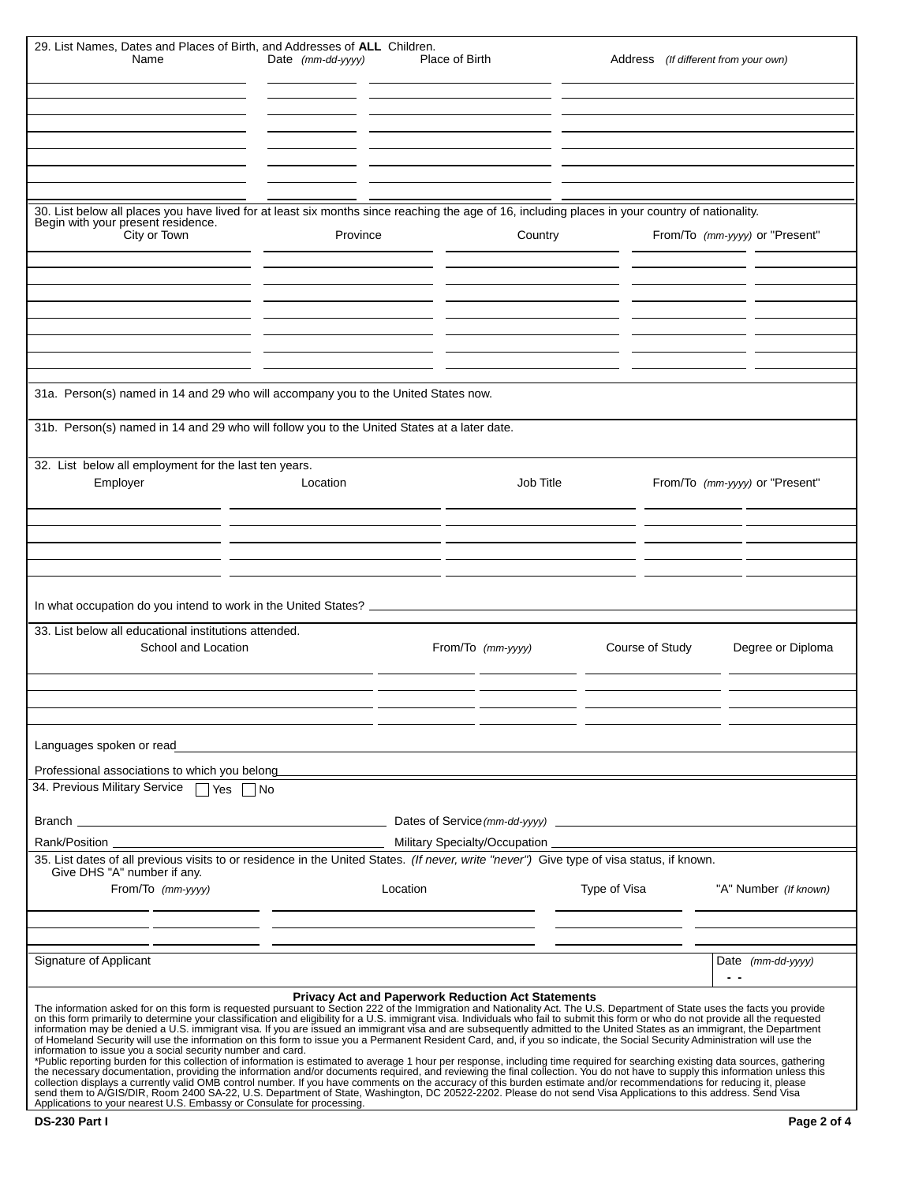29. List Names, Dates and Places of Birth, and Addresses of **ALL** Children.

| Name | Date *(mm-dd-yyyy)* | Place of Birth | Address *(If different from your own)* |
| --- | --- | --- | --- |
| | | | |
| | | | |
| | | | |
| | | | |
| | | | |
| | | | |
| | | | |

30. List below all places you have lived for at least six months since reaching the age of 16, including places in your country of nationality. Begin with your present residence.

| City or Town | Province | Country | From/To *(mm-yyyy)* or "Present" | |
| --- | --- | --- | --- | --- |
| | | | | |
| | | | | |
| | | | | |
| | | | | |
| | | | | |
| | | | | |
| | | | | |

31a. Person(s) named in 14 and 29 who will accompany you to the United States now.

31b. Person(s) named in 14 and 29 who will follow you to the United States at a later date.

32. List below all employment for the last ten years.

| Employer | Location | Job Title | From/To *(mm-yyyy)* or "Present" | |
| --- | --- | --- | --- | --- |
| | | | | |
| | | | | |
| | | | | |
| | | | | |
| | | | | |

In what occupation do you intend to work in the United States? ____________________

33. List below all educational institutions attended.

| School and Location | From/To *(mm-yyyy)* | | Course of Study | Degree or Diploma |
| --- | --- | --- | --- | --- |
| | | | | |
| | | | | |
| | | | | |

Languages spoken or read ____________________

Professional associations to which you belong ____________________

34. Previous Military Service ☐ Yes ☐ No

Branch ____________________ Dates of Service *(mm-dd-yyyy)* ____________________

Rank/Position ____________________ Military Specialty/Occupation ____________________

35. List dates of all previous visits to or residence in the United States. *(If never, write "never")* Give type of visa status, if known. Give DHS "A" number if any.

| From/To *(mm-yyyy)* | | Location | Type of Visa | "A" Number *(If known)* |
| --- | --- | --- | --- | --- |
| | | | | |
| | | | | |

Signature of Applicant ____________________ Date *(mm-dd-yyyy)* - -

**Privacy Act and Paperwork Reduction Act Statements**

The information asked for on this form is requested pursuant to Section 222 of the Immigration and Nationality Act. The U.S. Department of State uses the facts you provide on this form primarily to determine your classification and eligibility for a U.S. immigrant visa. Individuals who fail to submit this form or who do not provide all the requested information may be denied a U.S. immigrant visa. If you are issued an immigrant visa and are subsequently admitted to the United States as an immigrant, the Department of Homeland Security will use the information on this form to issue you a Permanent Resident Card, and, if you so indicate, the Social Security Administration will use the information to issue you a social security number and card.

*Public reporting burden for this collection of information is estimated to average 1 hour per response, including time required for searching existing data sources, gathering the necessary documentation, providing the information and/or documents required, and reviewing the final collection. You do not have to supply this information unless this collection displays a currently valid OMB control number. If you have comments on the accuracy of this burden estimate and/or recommendations for reducing it, please send them to A/GIS/DIR, Room 2400 SA-22, U.S. Department of State, Washington, DC 20522-2202. Please do not send Visa Applications to this address. Send Visa Applications to your nearest U.S. Embassy or Consulate for processing.

**DS-230 Part I**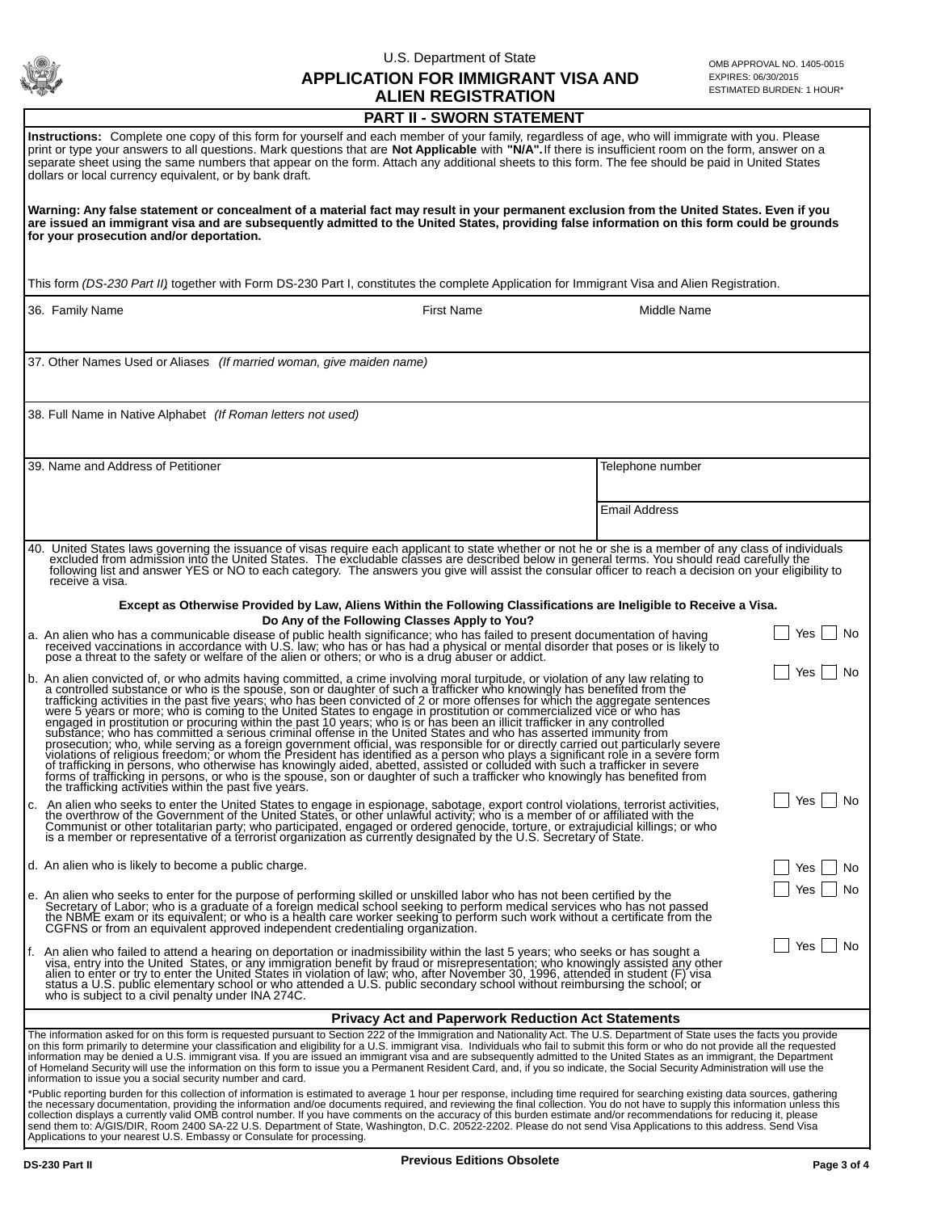U.S. Department of State

# APPLICATION FOR IMMIGRANT VISA AND ALIEN REGISTRATION

OMB APPROVAL NO. 1405-0015
EXPIRES: 06/30/2015
ESTIMATED BURDEN: 1 HOUR*

## PART II - SWORN STATEMENT

**Instructions:** Complete one copy of this form for yourself and each member of your family, regardless of age, who will immigrate with you. Please print or type your answers to all questions. Mark questions that are **Not Applicable** with **"N/A".** If there is insufficient room on the form, answer on a separate sheet using the same numbers that appear on the form. Attach any additional sheets to this form. The fee should be paid in United States dollars or local currency equivalent, or by bank draft.

**Warning: Any false statement or concealment of a material fact may result in your permanent exclusion from the United States. Even if you are issued an immigrant visa and are subsequently admitted to the United States, providing false information on this form could be grounds for your prosecution and/or deportation.**

This form *(DS-230 Part II)* together with Form DS-230 Part I, constitutes the complete Application for Immigrant Visa and Alien Registration.

36. Family Name | First Name | Middle Name

37. Other Names Used or Aliases *(If married woman, give maiden name)*

38. Full Name in Native Alphabet *(If Roman letters not used)*

39. Name and Address of Petitioner

Telephone number

Email Address

40. United States laws governing the issuance of visas require each applicant to state whether or not he or she is a member of any class of individuals excluded from admission into the United States. The excludable classes are described below in general terms. You should read carefully the following list and answer YES or NO to each category. The answers you give will assist the consular officer to reach a decision on your eligibility to receive a visa.

**Except as Otherwise Provided by Law, Aliens Within the Following Classifications are Ineligible to Receive a Visa.**
**Do Any of the Following Classes Apply to You?**

a. An alien who has a communicable disease of public health significance; who has failed to present documentation of having received vaccinations in accordance with U.S. law; who has or has had a physical or mental disorder that poses or is likely to pose a threat to the safety or welfare of the alien or others; or who is a drug abuser or addict. ☐ Yes ☐ No

b. An alien convicted of, or who admits having committed, a crime involving moral turpitude, or violation of any law relating to a controlled substance or who is the spouse, son or daughter of such a trafficker who knowingly has benefited from the trafficking activities in the past five years; who has been convicted of 2 or more offenses for which the aggregate sentences were 5 years or more; who is coming to the United States to engage in prostitution or commercialized vice or who has engaged in prostitution or procuring within the past 10 years; who is or has been an illicit trafficker in any controlled substance; who has committed a serious criminal offense in the United States and who has asserted immunity from prosecution; who, while serving as a foreign government official, was responsible for or directly carried out particularly severe violations of religious freedom; or whom the President has identified as a person who plays a significant role in a severe form of trafficking in persons, who otherwise has knowingly aided, abetted, assisted or colluded with such a trafficker in severe forms of trafficking in persons, or who is the spouse, son or daughter of such a trafficker who knowingly has benefited from the trafficking activities within the past five years. ☐ Yes ☐ No

c. An alien who seeks to enter the United States to engage in espionage, sabotage, export control violations, terrorist activities, the overthrow of the Government of the United States, or other unlawful activity; who is a member of or affiliated with the Communist or other totalitarian party; who participated, engaged or ordered genocide, torture, or extrajudicial killings; or who is a member or representative of a terrorist organization as currently designated by the U.S. Secretary of State. ☐ Yes ☐ No

d. An alien who is likely to become a public charge. ☐ Yes ☐ No

e. An alien who seeks to enter for the purpose of performing skilled or unskilled labor who has not been certified by the Secretary of Labor; who is a graduate of a foreign medical school seeking to perform medical services who has not passed the NBME exam or its equivalent; or who is a health care worker seeking to perform such work without a certificate from the CGFNS or from an equivalent approved independent credentialing organization. ☐ Yes ☐ No

f. An alien who failed to attend a hearing on deportation or inadmissibility within the last 5 years; who seeks or has sought a visa, entry into the United States, or any immigration benefit by fraud or misrepresentation; who knowingly assisted any other alien to enter or try to enter the United States in violation of law; who, after November 30, 1996, attended in student (F) visa status a U.S. public elementary school or who attended a U.S. public secondary school without reimbursing the school; or who is subject to a civil penalty under INA 274C. ☐ Yes ☐ No

### Privacy Act and Paperwork Reduction Act Statements

The information asked for on this form is requested pursuant to Section 222 of the Immigration and Nationality Act. The U.S. Department of State uses the facts you provide on this form primarily to determine your classification and eligibility for a U.S. immigrant visa. Individuals who fail to submit this form or who do not provide all the requested information may be denied a U.S. immigrant visa. If you are issued an immigrant visa and are subsequently admitted to the United States as an immigrant, the Department of Homeland Security will use the information on this form to issue you a Permanent Resident Card, and, if you so indicate, the Social Security Administration will use the information to issue you a social security number and card.

*Public reporting burden for this collection of information is estimated to average 1 hour per response, including time required for searching existing data sources, gathering the necessary documentation, providing the information and/oe documents required, and reviewing the final collection. You do not have to supply this information unless this collection displays a currently valid OMB control number. If you have comments on the accuracy of this burden estimate and/or recommendations for reducing it, please send them to: A/GIS/DIR, Room 2400 SA-22 U.S. Department of State, Washington, D.C. 20522-2202. Please do not send Visa Applications to this address. Send Visa Applications to your nearest U.S. Embassy or Consulate for processing.

DS-230 Part II

Previous Editions Obsolete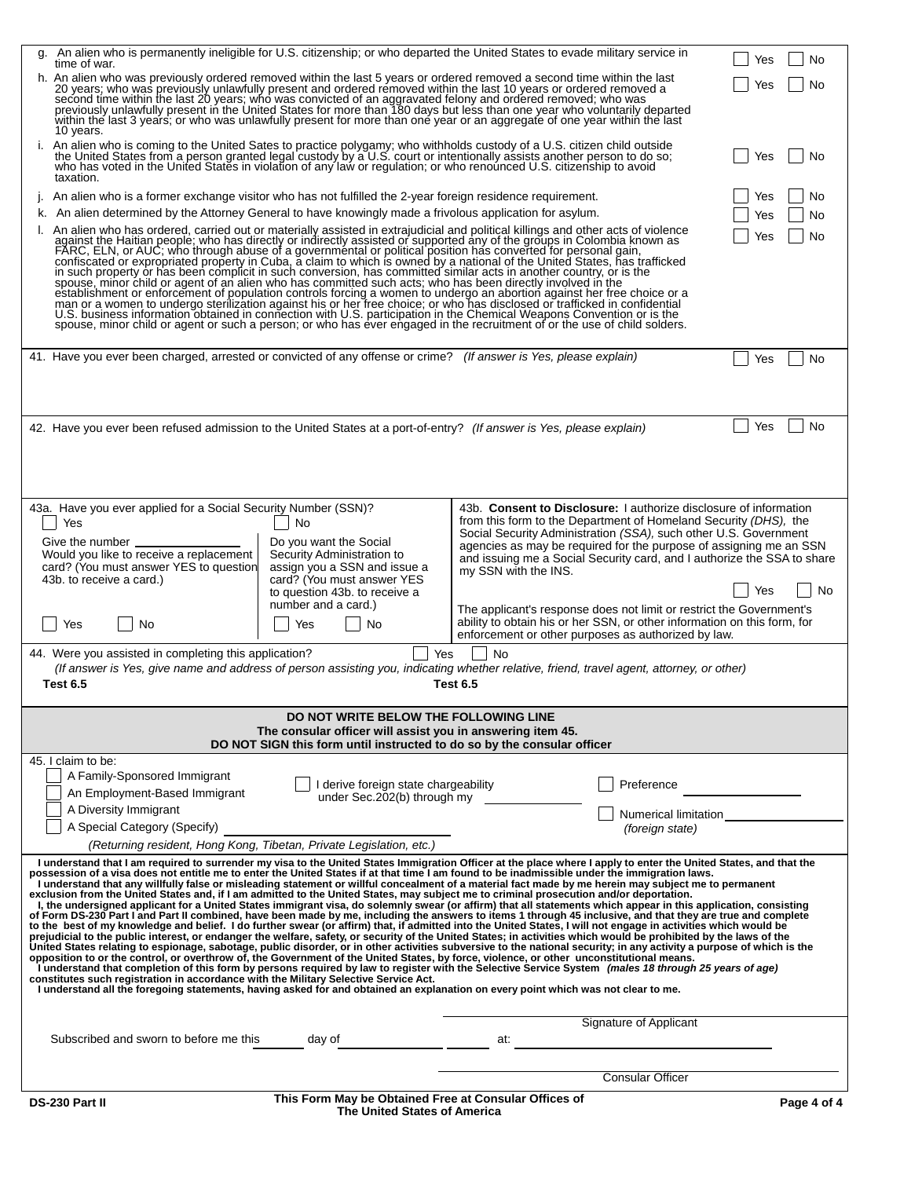g. An alien who is permanently ineligible for U.S. citizenship; or who departed the United States to evade military service in time of war. ☐ Yes ☐ No

h. An alien who was previously ordered removed within the last 5 years or ordered removed a second time within the last 20 years; who was previously unlawfully present and ordered removed within the last 10 years or ordered removed a second time within the last 20 years; who was convicted of an aggravated felony and ordered removed; who was previously unlawfully present in the United States for more than 180 days but less than one year who voluntarily departed within the last 3 years; or who was unlawfully present for more than one year or an aggregate of one year within the last 10 years. ☐ Yes ☐ No

i. An alien who is coming to the United Sates to practice polygamy; who withholds custody of a U.S. citizen child outside the United States from a person granted legal custody by a U.S. court or intentionally assists another person to do so; who has voted in the United States in violation of any law or regulation; or who renounced U.S. citizenship to avoid taxation. ☐ Yes ☐ No

j. An alien who is a former exchange visitor who has not fulfilled the 2-year foreign residence requirement. ☐ Yes ☐ No

k. An alien determined by the Attorney General to have knowingly made a frivolous application for asylum. ☐ Yes ☐ No

l. An alien who has ordered, carried out or materially assisted in extrajudicial and political killings and other acts of violence against the Haitian people; who has directly or indirectly assisted or supported any of the groups in Colombia known as FARC, ELN, or AUC; who through abuse of a governmental or political position has converted for personal gain, confiscated or expropriated property in Cuba, a claim to which is owned by a national of the United States, has trafficked in such property or has been complicit in such conversion, has committed similar acts in another country, or is the spouse, minor child or agent of an alien who has committed such acts; who has been directly involved in the establishment or enforcement of population controls forcing a woman to undergo an abortion against her free choice or a man or a women to undergo sterilization against his or her free choice; or who has disclosed or trafficked in confidential U.S. business information obtained in connection with U.S. participation in the Chemical Weapons Convention or is the spouse, minor child or agent or such a person; or who has ever engaged in the recruitment of or the use of child soldiers. ☐ Yes ☐ No

41. Have you ever been charged, arrested or convicted of any offense or crime? *(If answer is Yes, please explain)* ☐ Yes ☐ No

42. Have you ever been refused admission to the United States at a port-of-entry? *(If answer is Yes, please explain)* ☐ Yes ☐ No

43a. Have you ever applied for a Social Security Number (SSN)?

☐ Yes ☐ No

Give the number ____________

Would you like to receive a replacement card? (You must answer YES to question 43b. to receive a card.)

☐ Yes ☐ No

Do you want the Social Security Administration to assign you a SSN and issue a card? (You must answer YES to question 43b. to receive a number and a card.)

☐ Yes ☐ No

43b. **Consent to Disclosure:** I authorize disclosure of information from this form to the Department of Homeland Security *(DHS),* the Social Security Administration *(SSA),* such other U.S. Government agencies as may be required for the purpose of assigning me an SSN and issuing me a Social Security card, and I authorize the SSA to share my SSN with the INS. ☐ Yes ☐ No

The applicant's response does not limit or restrict the Government's ability to obtain his or her SSN, or other information on this form, for enforcement or other purposes as authorized by law.

44. Were you assisted in completing this application? ☐ Yes ☐ No

*(If answer is Yes, give name and address of person assisting you, indicating whether relative, friend, travel agent, attorney, or other)*

**Test 6.5** **Test 6.5**

**DO NOT WRITE BELOW THE FOLLOWING LINE**
**The consular officer will assist you in answering item 45.**
**DO NOT SIGN this form until instructed to do so by the consular officer**

45. I claim to be:

☐ A Family-Sponsored Immigrant
☐ An Employment-Based Immigrant
☐ A Diversity Immigrant
☐ A Special Category (Specify) ____________
*(Returning resident, Hong Kong, Tibetan, Private Legislation, etc.)*

☐ I derive foreign state chargeability under Sec.202(b) through my ____________

☐ Preference ____________

☐ Numerical limitation ____________
*(foreign state)*

**I understand that I am required to surrender my visa to the United States Immigration Officer at the place where I apply to enter the United States, and that the possession of a visa does not entitle me to enter the United States if at that time I am found to be inadmissible under the immigration laws.**

**I understand that any willfully false or misleading statement or willful concealment of a material fact made by me herein may subject me to permanent exclusion from the United States and, if I am admitted to the United States, may subject me to criminal prosecution and/or deportation.**

**I, the undersigned applicant for a United States immigrant visa, do solemnly swear (or affirm) that all statements which appear in this application, consisting of Form DS-230 Part I and Part II combined, have been made by me, including the answers to items 1 through 45 inclusive, and that they are true and complete to the best of my knowledge and belief. I do further swear (or affirm) that, if admitted into the United States, I will not engage in activities which would be prejudicial to the public interest, or endanger the welfare, safety, or security of the United States; in activities which would be prohibited by the laws of the United States relating to espionage, sabotage, public disorder, or in other activities subversive to the national security; in any activity a purpose of which is the opposition to or the control, or overthrow of, the Government of the United States, by force, violence, or other unconstitutional means.**

**I understand that completion of this form by persons required by law to register with the Selective Service System *(males 18 through 25 years of age)* constitutes such registration in accordance with the Military Selective Service Act.**

**I understand all the foregoing statements, having asked for and obtained an explanation on every point which was not clear to me.**

Signature of Applicant

Subscribed and sworn to before me this ______ day of ____________ ______ at: ____________

Consular Officer

**DS-230 Part II**

**This Form May be Obtained Free at Consular Offices of The United States of America**